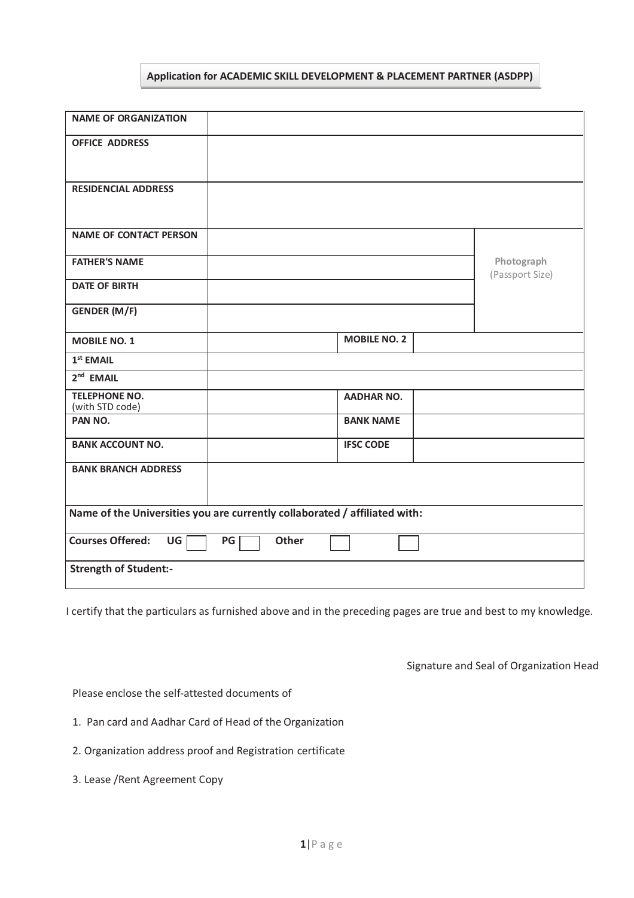**Application for ACADEMIC SKILL DEVELOPMENT & PLACEMENT PARTNER (ASDPP)**

| | | | | |
|---|---|---|---|---|
| **NAME OF ORGANIZATION** | | | | |
| **OFFICE ADDRESS** | | | | |
| **RESIDENCIAL ADDRESS** | | | | |
| **NAME OF CONTACT PERSON** | | | | Photograph (Passport Size) |
| **FATHER'S NAME** | | | | |
| **DATE OF BIRTH** | | | | |
| **GENDER (M/F)** | | | | |
| **MOBILE NO. 1** | | **MOBILE NO. 2** | | |
| **1st EMAIL** | | | | |
| **2nd EMAIL** | | | | |
| **TELEPHONE NO.** (with STD code) | | **AADHAR NO.** | | |
| **PAN NO.** | | **BANK NAME** | | |
| **BANK ACCOUNT NO.** | | **IFSC CODE** | | |
| **BANK BRANCH ADDRESS** | | | | |
| **Name of the Universities you are currently collaborated / affiliated with:** | | | | |
| **Courses Offered:** **UG** ☐ **PG** ☐ **Other** ☐ ☐ | | | | |
| **Strength of Student:-** | | | | |

I certify that the particulars as furnished above and in the preceding pages are true and best to my knowledge.

Signature and Seal of Organization Head

Please enclose the self-attested documents of

1. Pan card and Aadhar Card of Head of the Organization
2. Organization address proof and Registration certificate
3. Lease /Rent Agreement Copy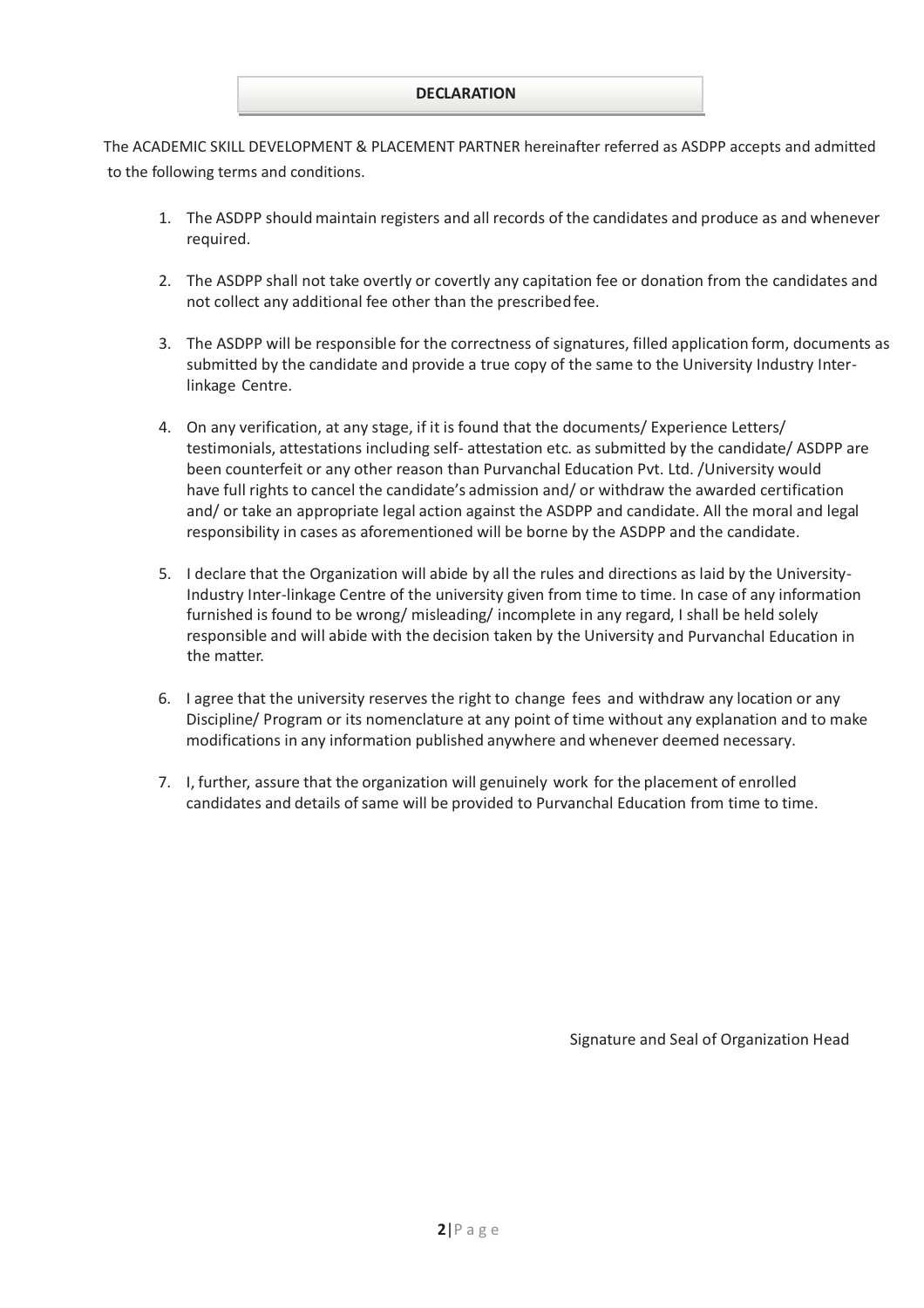## DECLARATION

The ACADEMIC SKILL DEVELOPMENT & PLACEMENT PARTNER hereinafter referred as ASDPP accepts and admitted to the following terms and conditions.

1. The ASDPP should maintain registers and all records of the candidates and produce as and whenever required.

2. The ASDPP shall not take overtly or covertly any capitation fee or donation from the candidates and not collect any additional fee other than the prescribed fee.

3. The ASDPP will be responsible for the correctness of signatures, filled application form, documents as submitted by the candidate and provide a true copy of the same to the University Industry Inter-linkage Centre.

4. On any verification, at any stage, if it is found that the documents/ Experience Letters/ testimonials, attestations including self- attestation etc. as submitted by the candidate/ ASDPP are been counterfeit or any other reason than Purvanchal Education Pvt. Ltd. /University would have full rights to cancel the candidate's admission and/ or withdraw the awarded certification and/ or take an appropriate legal action against the ASDPP and candidate. All the moral and legal responsibility in cases as aforementioned will be borne by the ASDPP and the candidate.

5. I declare that the Organization will abide by all the rules and directions as laid by the University-Industry Inter-linkage Centre of the university given from time to time. In case of any information furnished is found to be wrong/ misleading/ incomplete in any regard, I shall be held solely responsible and will abide with the decision taken by the University and Purvanchal Education in the matter.

6. I agree that the university reserves the right to change fees and withdraw any location or any Discipline/ Program or its nomenclature at any point of time without any explanation and to make modifications in any information published anywhere and whenever deemed necessary.

7. I, further, assure that the organization will genuinely work for the placement of enrolled candidates and details of same will be provided to Purvanchal Education from time to time.

Signature and Seal of Organization Head